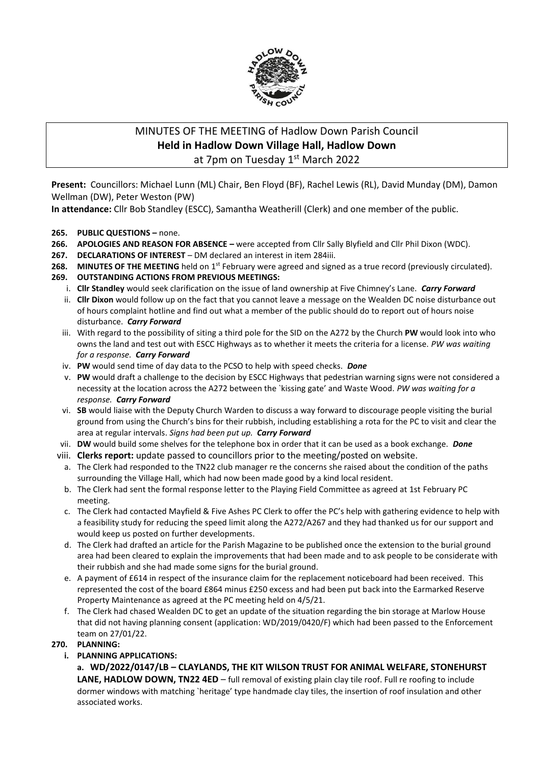# MINUTES OF THE MEETING of Hadlow Down Parish Council
## Held in Hadlow Down Village Hall, Hadlow Down
at 7pm on Tuesday 1st March 2022

**Present:** Councillors: Michael Lunn (ML) Chair, Ben Floyd (BF), Rachel Lewis (RL), David Munday (DM), Damon Wellman (DW), Peter Weston (PW)

**In attendance:** Cllr Bob Standley (ESCC), Samantha Weatherill (Clerk) and one member of the public.

**265. PUBLIC QUESTIONS –** none.

**266. APOLOGIES AND REASON FOR ABSENCE –** were accepted from Cllr Sally Blyfield and Cllr Phil Dixon (WDC).

**267. DECLARATIONS OF INTEREST** – DM declared an interest in item 284iii.

**268. MINUTES OF THE MEETING** held on 1st February were agreed and signed as a true record (previously circulated).

**269. OUTSTANDING ACTIONS FROM PREVIOUS MEETINGS:**

i. **Cllr Standley** would seek clarification on the issue of land ownership at Five Chimney's Lane. ***Carry Forward***

ii. **Cllr Dixon** would follow up on the fact that you cannot leave a message on the Wealden DC noise disturbance out of hours complaint hotline and find out what a member of the public should do to report out of hours noise disturbance. ***Carry Forward***

iii. With regard to the possibility of siting a third pole for the SID on the A272 by the Church **PW** would look into who owns the land and test out with ESCC Highways as to whether it meets the criteria for a license. *PW was waiting for a response.* ***Carry Forward***

iv. **PW** would send time of day data to the PCSO to help with speed checks. ***Done***

v. **PW** would draft a challenge to the decision by ESCC Highways that pedestrian warning signs were not considered a necessity at the location across the A272 between the `kissing gate' and Waste Wood. *PW was waiting for a response.* ***Carry Forward***

vi. **SB** would liaise with the Deputy Church Warden to discuss a way forward to discourage people visiting the burial ground from using the Church's bins for their rubbish, including establishing a rota for the PC to visit and clear the area at regular intervals. *Signs had been put up.* ***Carry Forward***

vii. **DW** would build some shelves for the telephone box in order that it can be used as a book exchange. ***Done***

viii. **Clerks report:** update passed to councillors prior to the meeting/posted on website.

a. The Clerk had responded to the TN22 club manager re the concerns she raised about the condition of the paths surrounding the Village Hall, which had now been made good by a kind local resident.

b. The Clerk had sent the formal response letter to the Playing Field Committee as agreed at 1st February PC meeting.

c. The Clerk had contacted Mayfield & Five Ashes PC Clerk to offer the PC's help with gathering evidence to help with a feasibility study for reducing the speed limit along the A272/A267 and they had thanked us for our support and would keep us posted on further developments.

d. The Clerk had drafted an article for the Parish Magazine to be published once the extension to the burial ground area had been cleared to explain the improvements that had been made and to ask people to be considerate with their rubbish and she had made some signs for the burial ground.

e. A payment of £614 in respect of the insurance claim for the replacement noticeboard had been received. This represented the cost of the board £864 minus £250 excess and had been put back into the Earmarked Reserve Property Maintenance as agreed at the PC meeting held on 4/5/21.

f. The Clerk had chased Wealden DC to get an update of the situation regarding the bin storage at Marlow House that did not having planning consent (application: WD/2019/0420/F) which had been passed to the Enforcement team on 27/01/22.

**270. PLANNING:**

**i. PLANNING APPLICATIONS:**

**a. WD/2022/0147/LB – CLAYLANDS, THE KIT WILSON TRUST FOR ANIMAL WELFARE, STONEHURST LANE, HADLOW DOWN, TN22 4ED** – full removal of existing plain clay tile roof. Full re roofing to include dormer windows with matching `heritage' type handmade clay tiles, the insertion of roof insulation and other associated works.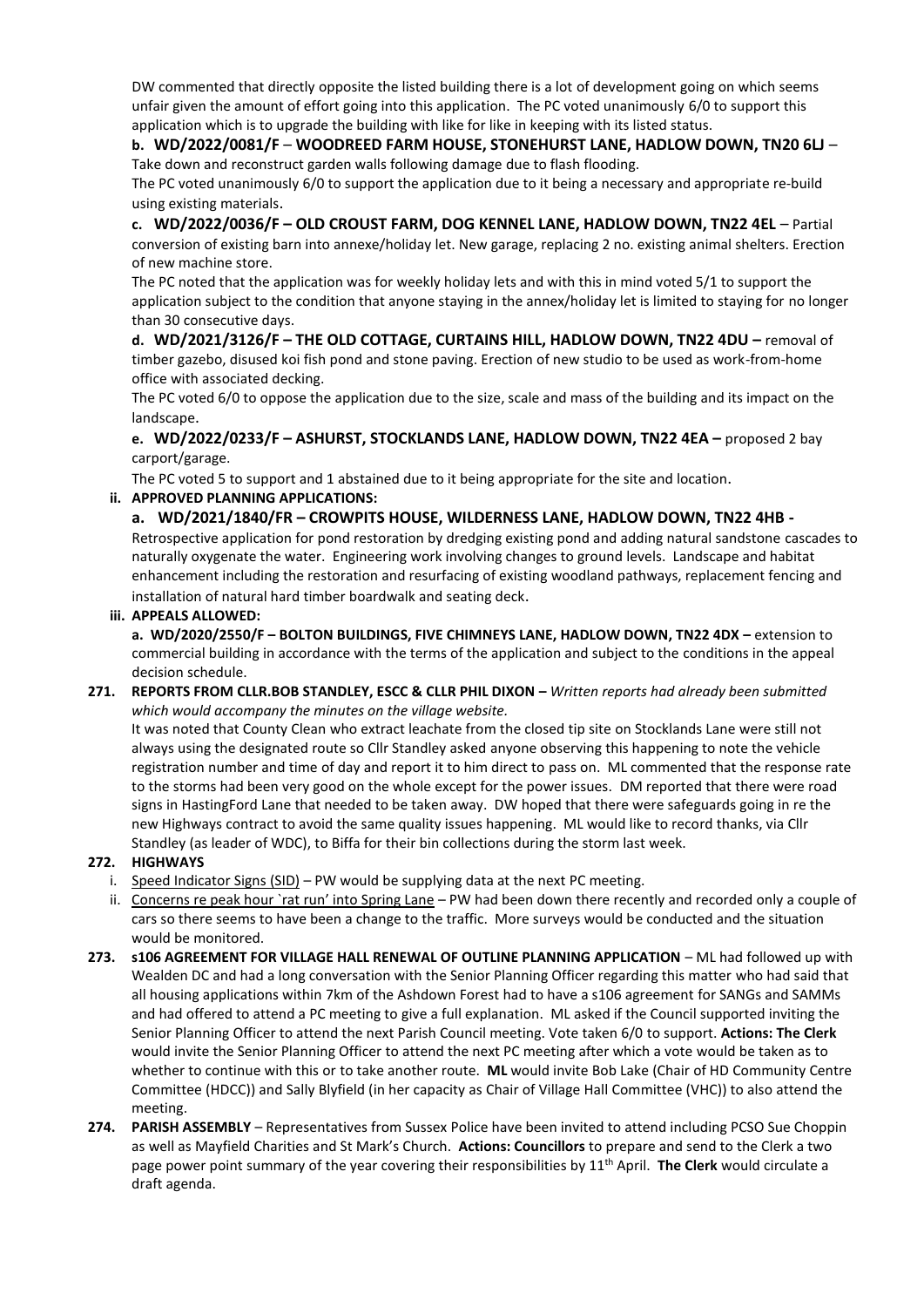DW commented that directly opposite the listed building there is a lot of development going on which seems unfair given the amount of effort going into this application. The PC voted unanimously 6/0 to support this application which is to upgrade the building with like for like in keeping with its listed status.

**b. WD/2022/0081/F** – **WOODREED FARM HOUSE, STONEHURST LANE, HADLOW DOWN, TN20 6LJ** – Take down and reconstruct garden walls following damage due to flash flooding.

The PC voted unanimously 6/0 to support the application due to it being a necessary and appropriate re-build using existing materials.

**c. WD/2022/0036/F – OLD CROUST FARM, DOG KENNEL LANE, HADLOW DOWN, TN22 4EL** – Partial conversion of existing barn into annexe/holiday let. New garage, replacing 2 no. existing animal shelters. Erection of new machine store.

The PC noted that the application was for weekly holiday lets and with this in mind voted 5/1 to support the application subject to the condition that anyone staying in the annex/holiday let is limited to staying for no longer than 30 consecutive days.

**d. WD/2021/3126/F – THE OLD COTTAGE, CURTAINS HILL, HADLOW DOWN, TN22 4DU –** removal of timber gazebo, disused koi fish pond and stone paving. Erection of new studio to be used as work-from-home office with associated decking.

The PC voted 6/0 to oppose the application due to the size, scale and mass of the building and its impact on the landscape.

**e. WD/2022/0233/F – ASHURST, STOCKLANDS LANE, HADLOW DOWN, TN22 4EA –** proposed 2 bay carport/garage.

The PC voted 5 to support and 1 abstained due to it being appropriate for the site and location.

**ii. APPROVED PLANNING APPLICATIONS:**

**a. WD/2021/1840/FR – CROWPITS HOUSE, WILDERNESS LANE, HADLOW DOWN, TN22 4HB -** Retrospective application for pond restoration by dredging existing pond and adding natural sandstone cascades to naturally oxygenate the water. Engineering work involving changes to ground levels. Landscape and habitat enhancement including the restoration and resurfacing of existing woodland pathways, replacement fencing and installation of natural hard timber boardwalk and seating deck.

**iii. APPEALS ALLOWED:**

**a. WD/2020/2550/F – BOLTON BUILDINGS, FIVE CHIMNEYS LANE, HADLOW DOWN, TN22 4DX –** extension to commercial building in accordance with the terms of the application and subject to the conditions in the appeal decision schedule.

**271. REPORTS FROM CLLR.BOB STANDLEY, ESCC & CLLR PHIL DIXON –** *Written reports had already been submitted which would accompany the minutes on the village website.*

It was noted that County Clean who extract leachate from the closed tip site on Stocklands Lane were still not always using the designated route so Cllr Standley asked anyone observing this happening to note the vehicle registration number and time of day and report it to him direct to pass on. ML commented that the response rate to the storms had been very good on the whole except for the power issues. DM reported that there were road signs in HastingFord Lane that needed to be taken away. DW hoped that there were safeguards going in re the new Highways contract to avoid the same quality issues happening. ML would like to record thanks, via Cllr Standley (as leader of WDC), to Biffa for their bin collections during the storm last week.

**272. HIGHWAYS**

i. Speed Indicator Signs (SID) – PW would be supplying data at the next PC meeting.

ii. Concerns re peak hour `rat run' into Spring Lane – PW had been down there recently and recorded only a couple of cars so there seems to have been a change to the traffic. More surveys would be conducted and the situation would be monitored.

**273. s106 AGREEMENT FOR VILLAGE HALL RENEWAL OF OUTLINE PLANNING APPLICATION** – ML had followed up with Wealden DC and had a long conversation with the Senior Planning Officer regarding this matter who had said that all housing applications within 7km of the Ashdown Forest had to have a s106 agreement for SANGs and SAMMs and had offered to attend a PC meeting to give a full explanation. ML asked if the Council supported inviting the Senior Planning Officer to attend the next Parish Council meeting. Vote taken 6/0 to support. **Actions: The Clerk** would invite the Senior Planning Officer to attend the next PC meeting after which a vote would be taken as to whether to continue with this or to take another route. **ML** would invite Bob Lake (Chair of HD Community Centre Committee (HDCC)) and Sally Blyfield (in her capacity as Chair of Village Hall Committee (VHC)) to also attend the meeting.

**274. PARISH ASSEMBLY** – Representatives from Sussex Police have been invited to attend including PCSO Sue Choppin as well as Mayfield Charities and St Mark's Church. **Actions: Councillors** to prepare and send to the Clerk a two page power point summary of the year covering their responsibilities by 11th April. **The Clerk** would circulate a draft agenda.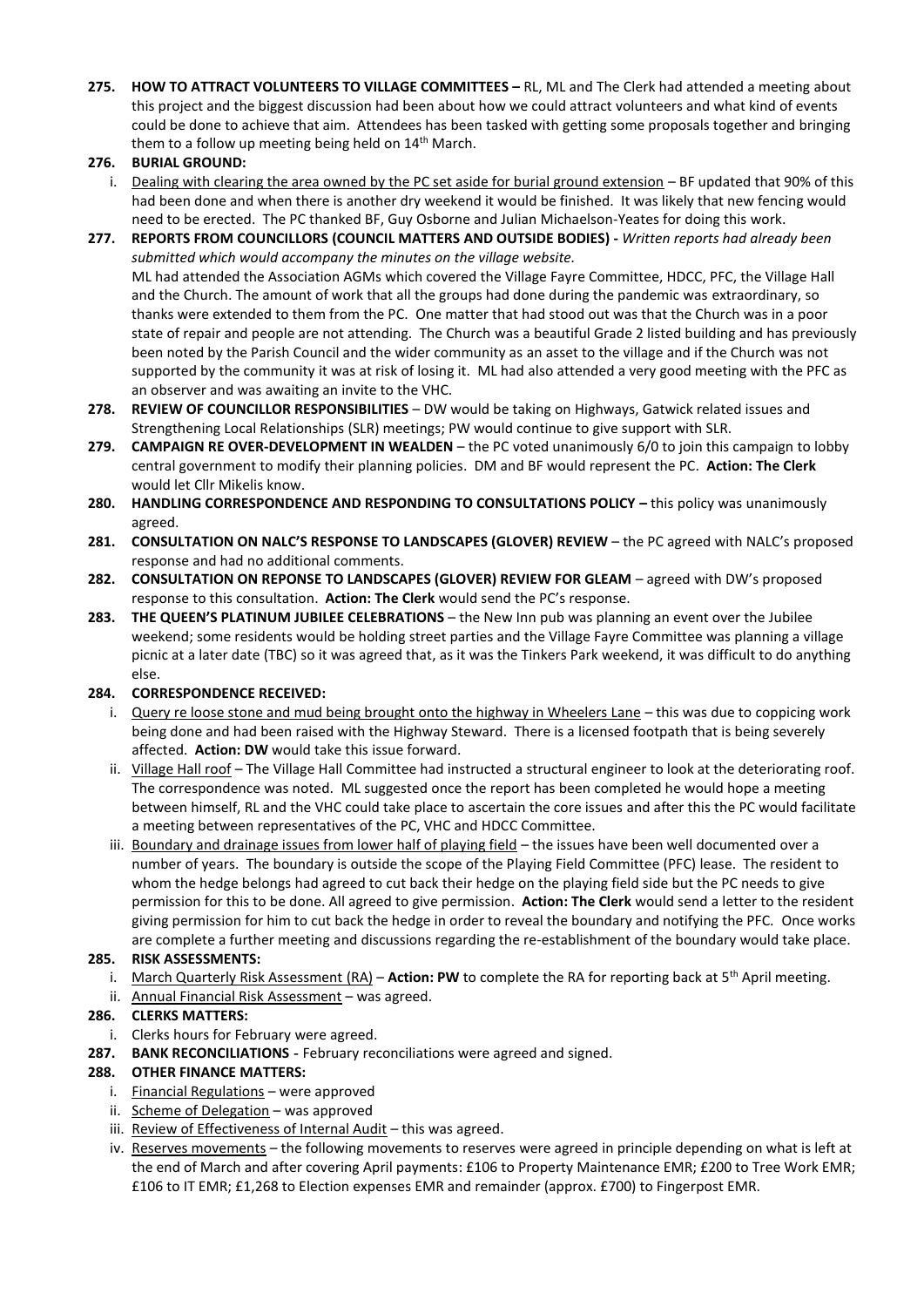**275. HOW TO ATTRACT VOLUNTEERS TO VILLAGE COMMITTEES –** RL, ML and The Clerk had attended a meeting about this project and the biggest discussion had been about how we could attract volunteers and what kind of events could be done to achieve that aim. Attendees has been tasked with getting some proposals together and bringing them to a follow up meeting being held on 14th March.

**276. BURIAL GROUND:**

i. Dealing with clearing the area owned by the PC set aside for burial ground extension – BF updated that 90% of this had been done and when there is another dry weekend it would be finished. It was likely that new fencing would need to be erected. The PC thanked BF, Guy Osborne and Julian Michaelson-Yeates for doing this work.

**277. REPORTS FROM COUNCILLORS (COUNCIL MATTERS AND OUTSIDE BODIES) -** *Written reports had already been submitted which would accompany the minutes on the village website.*

ML had attended the Association AGMs which covered the Village Fayre Committee, HDCC, PFC, the Village Hall and the Church. The amount of work that all the groups had done during the pandemic was extraordinary, so thanks were extended to them from the PC. One matter that had stood out was that the Church was in a poor state of repair and people are not attending. The Church was a beautiful Grade 2 listed building and has previously been noted by the Parish Council and the wider community as an asset to the village and if the Church was not supported by the community it was at risk of losing it. ML had also attended a very good meeting with the PFC as an observer and was awaiting an invite to the VHC.

**278. REVIEW OF COUNCILLOR RESPONSIBILITIES** – DW would be taking on Highways, Gatwick related issues and Strengthening Local Relationships (SLR) meetings; PW would continue to give support with SLR.

**279. CAMPAIGN RE OVER-DEVELOPMENT IN WEALDEN** – the PC voted unanimously 6/0 to join this campaign to lobby central government to modify their planning policies. DM and BF would represent the PC. **Action: The Clerk** would let Cllr Mikelis know.

**280. HANDLING CORRESPONDENCE AND RESPONDING TO CONSULTATIONS POLICY –** this policy was unanimously agreed.

**281. CONSULTATION ON NALC'S RESPONSE TO LANDSCAPES (GLOVER) REVIEW** – the PC agreed with NALC's proposed response and had no additional comments.

**282. CONSULTATION ON REPONSE TO LANDSCAPES (GLOVER) REVIEW FOR GLEAM** – agreed with DW's proposed response to this consultation. **Action: The Clerk** would send the PC's response.

**283. THE QUEEN'S PLATINUM JUBILEE CELEBRATIONS** – the New Inn pub was planning an event over the Jubilee weekend; some residents would be holding street parties and the Village Fayre Committee was planning a village picnic at a later date (TBC) so it was agreed that, as it was the Tinkers Park weekend, it was difficult to do anything else.

**284. CORRESPONDENCE RECEIVED:**

i. Query re loose stone and mud being brought onto the highway in Wheelers Lane – this was due to coppicing work being done and had been raised with the Highway Steward. There is a licensed footpath that is being severely affected. **Action: DW** would take this issue forward.

ii. Village Hall roof – The Village Hall Committee had instructed a structural engineer to look at the deteriorating roof. The correspondence was noted. ML suggested once the report has been completed he would hope a meeting between himself, RL and the VHC could take place to ascertain the core issues and after this the PC would facilitate a meeting between representatives of the PC, VHC and HDCC Committee.

iii. Boundary and drainage issues from lower half of playing field – the issues have been well documented over a number of years. The boundary is outside the scope of the Playing Field Committee (PFC) lease. The resident to whom the hedge belongs had agreed to cut back their hedge on the playing field side but the PC needs to give permission for this to be done. All agreed to give permission. **Action: The Clerk** would send a letter to the resident giving permission for him to cut back the hedge in order to reveal the boundary and notifying the PFC. Once works are complete a further meeting and discussions regarding the re-establishment of the boundary would take place.

**285. RISK ASSESSMENTS:**

i. March Quarterly Risk Assessment (RA) – **Action: PW** to complete the RA for reporting back at 5th April meeting.

ii. Annual Financial Risk Assessment – was agreed.

**286. CLERKS MATTERS:**

i. Clerks hours for February were agreed.

**287. BANK RECONCILIATIONS** - February reconciliations were agreed and signed.

**288. OTHER FINANCE MATTERS:**

i. Financial Regulations – were approved

ii. Scheme of Delegation – was approved

iii. Review of Effectiveness of Internal Audit – this was agreed.

iv. Reserves movements – the following movements to reserves were agreed in principle depending on what is left at the end of March and after covering April payments: £106 to Property Maintenance EMR; £200 to Tree Work EMR; £106 to IT EMR; £1,268 to Election expenses EMR and remainder (approx. £700) to Fingerpost EMR.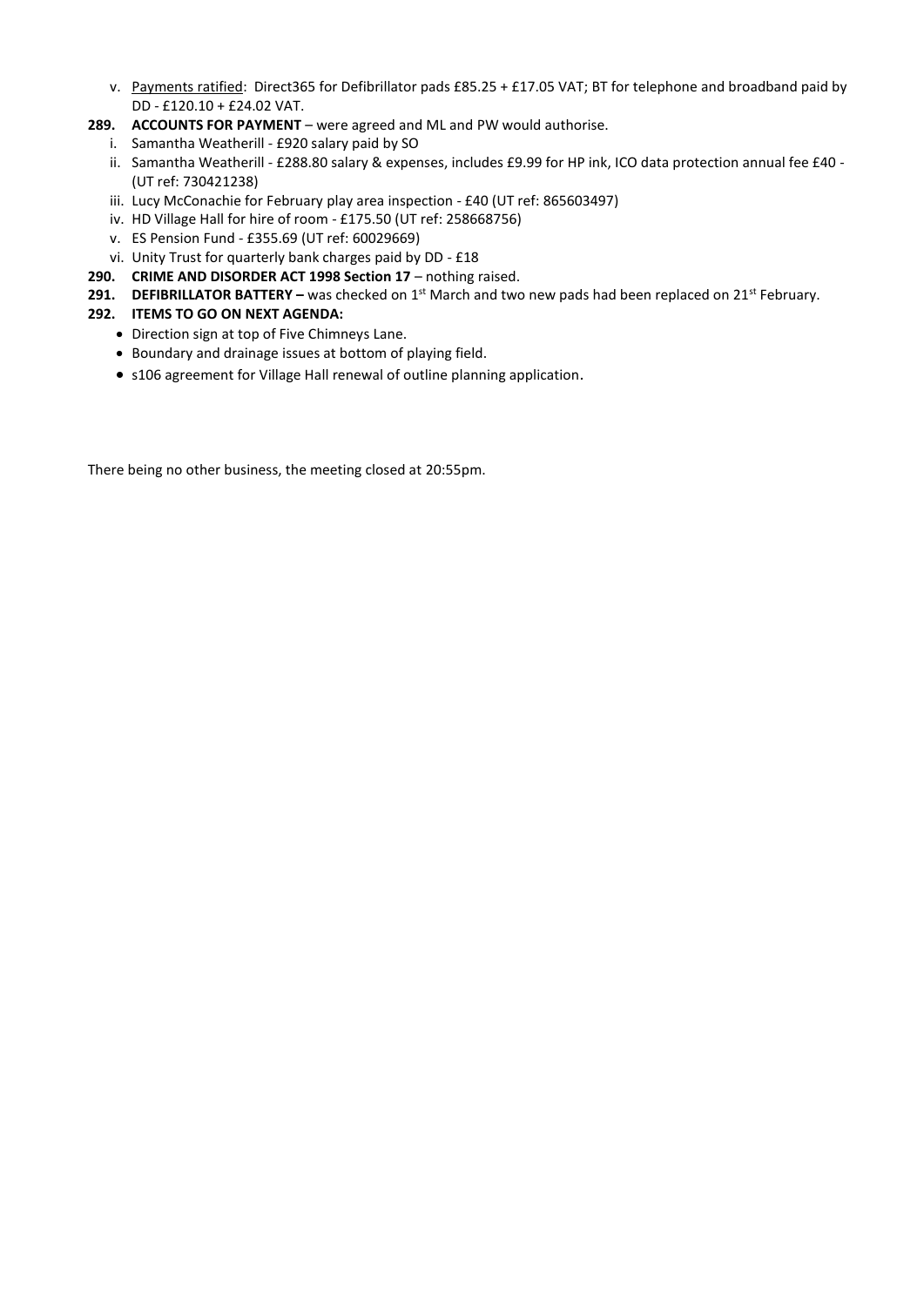v. <u>Payments ratified</u>: Direct365 for Defibrillator pads £85.25 + £17.05 VAT; BT for telephone and broadband paid by DD - £120.10 + £24.02 VAT.

**289. ACCOUNTS FOR PAYMENT** – were agreed and ML and PW would authorise.

i. Samantha Weatherill - £920 salary paid by SO
ii. Samantha Weatherill - £288.80 salary & expenses, includes £9.99 for HP ink, ICO data protection annual fee £40 - (UT ref: 730421238)
iii. Lucy McConachie for February play area inspection - £40 (UT ref: 865603497)
iv. HD Village Hall for hire of room - £175.50 (UT ref: 258668756)
v. ES Pension Fund - £355.69 (UT ref: 60029669)
vi. Unity Trust for quarterly bank charges paid by DD - £18

**290. CRIME AND DISORDER ACT 1998 Section 17** – nothing raised.

**291. DEFIBRILLATOR BATTERY –** was checked on 1st March and two new pads had been replaced on 21st February.

**292. ITEMS TO GO ON NEXT AGENDA:**

- Direction sign at top of Five Chimneys Lane.
- Boundary and drainage issues at bottom of playing field.
- s106 agreement for Village Hall renewal of outline planning application.

There being no other business, the meeting closed at 20:55pm.